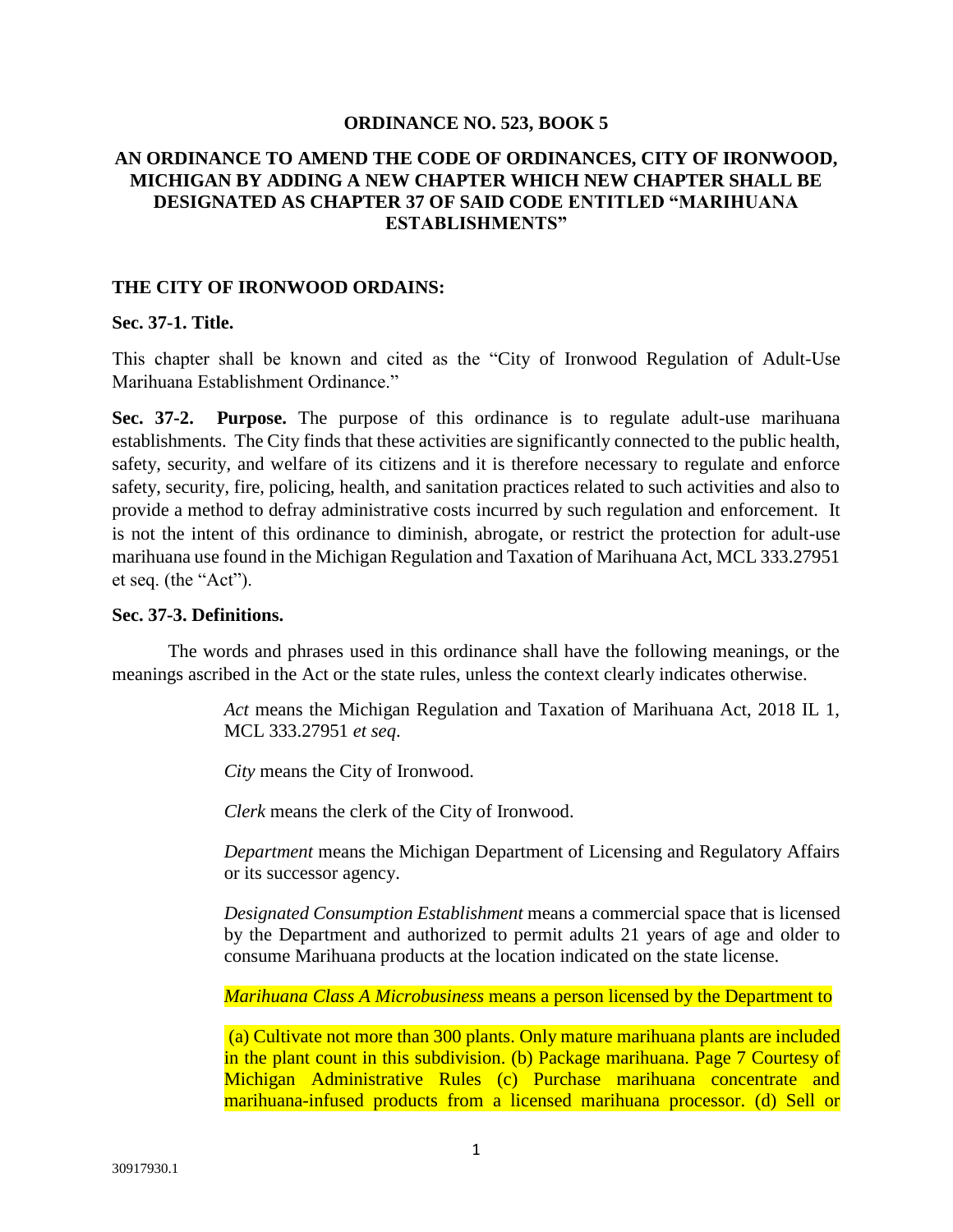## ORDINANCE NO. 523, BOOK 5

## AN ORDINANCE TO AMEND THE CODE OF ORDINANCES, CITY OF IRONWOOD, MICHIGAN BY ADDING A NEW CHAPTER WHICH NEW CHAPTER SHALL BE DESIGNATED AS CHAPTER 37 OF SAID CODE ENTITLED "MARIHUANA ESTABLISHMENTS"

**THE CITY OF IRONWOOD ORDAINS:**

**Sec. 37-1. Title.**

This chapter shall be known and cited as the "City of Ironwood Regulation of Adult-Use Marihuana Establishment Ordinance."

**Sec. 37-2. Purpose.** The purpose of this ordinance is to regulate adult-use marihuana establishments. The City finds that these activities are significantly connected to the public health, safety, security, and welfare of its citizens and it is therefore necessary to regulate and enforce safety, security, fire, policing, health, and sanitation practices related to such activities and also to provide a method to defray administrative costs incurred by such regulation and enforcement. It is not the intent of this ordinance to diminish, abrogate, or restrict the protection for adult-use marihuana use found in the Michigan Regulation and Taxation of Marihuana Act, MCL 333.27951 et seq. (the "Act").

**Sec. 37-3. Definitions.**

The words and phrases used in this ordinance shall have the following meanings, or the meanings ascribed in the Act or the state rules, unless the context clearly indicates otherwise.

*Act* means the Michigan Regulation and Taxation of Marihuana Act, 2018 IL 1, MCL 333.27951 *et seq*.

*City* means the City of Ironwood.

*Clerk* means the clerk of the City of Ironwood.

*Department* means the Michigan Department of Licensing and Regulatory Affairs or its successor agency.

*Designated Consumption Establishment* means a commercial space that is licensed by the Department and authorized to permit adults 21 years of age and older to consume Marihuana products at the location indicated on the state license.

*Marihuana Class A Microbusiness* means a person licensed by the Department to

(a) Cultivate not more than 300 plants. Only mature marihuana plants are included in the plant count in this subdivision. (b) Package marihuana. Page 7 Courtesy of Michigan Administrative Rules (c) Purchase marihuana concentrate and marihuana-infused products from a licensed marihuana processor. (d) Sell or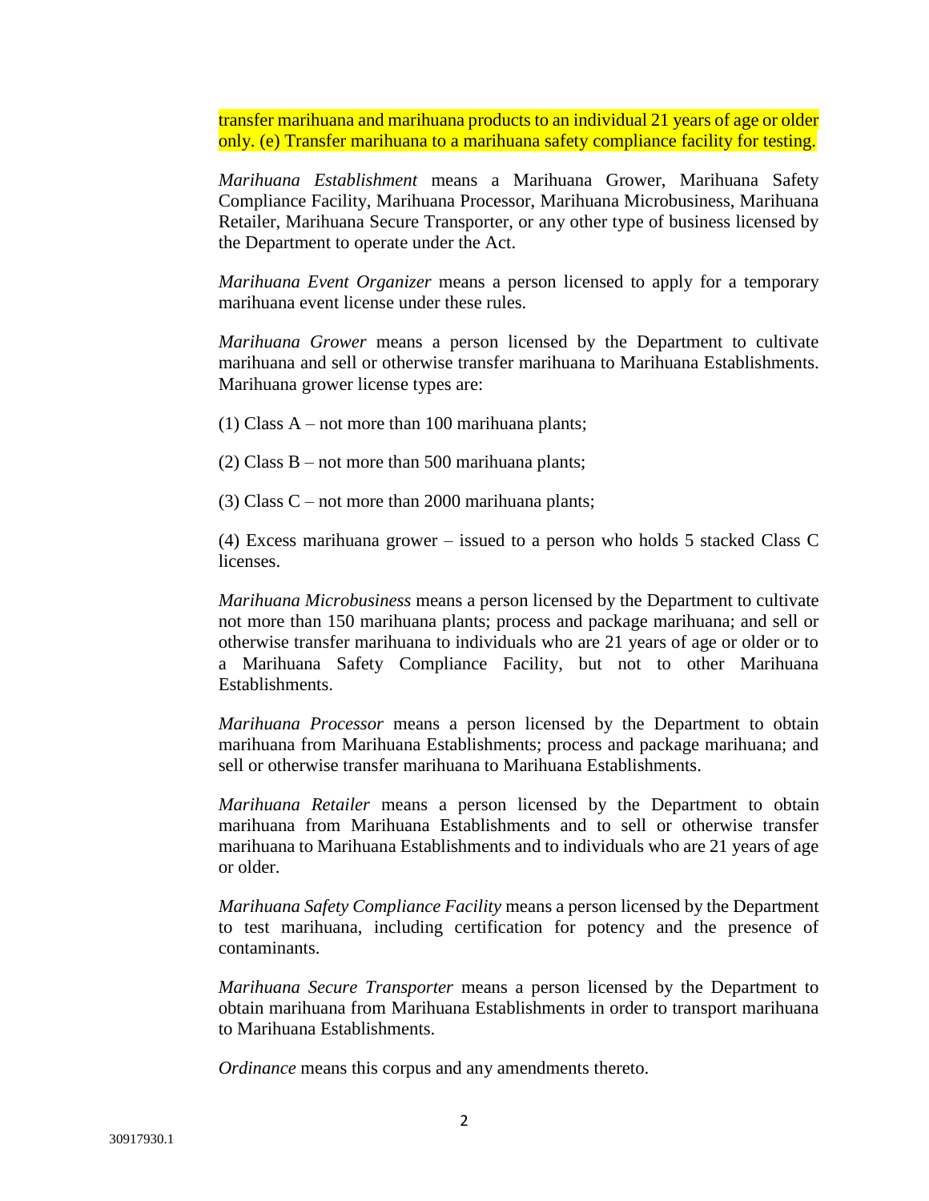transfer marihuana and marihuana products to an individual 21 years of age or older only. (e) Transfer marihuana to a marihuana safety compliance facility for testing.

*Marihuana Establishment* means a Marihuana Grower, Marihuana Safety Compliance Facility, Marihuana Processor, Marihuana Microbusiness, Marihuana Retailer, Marihuana Secure Transporter, or any other type of business licensed by the Department to operate under the Act.

*Marihuana Event Organizer* means a person licensed to apply for a temporary marihuana event license under these rules.

*Marihuana Grower* means a person licensed by the Department to cultivate marihuana and sell or otherwise transfer marihuana to Marihuana Establishments. Marihuana grower license types are:

(1) Class A – not more than 100 marihuana plants;

(2) Class B – not more than 500 marihuana plants;

(3) Class C – not more than 2000 marihuana plants;

(4) Excess marihuana grower – issued to a person who holds 5 stacked Class C licenses.

*Marihuana Microbusiness* means a person licensed by the Department to cultivate not more than 150 marihuana plants; process and package marihuana; and sell or otherwise transfer marihuana to individuals who are 21 years of age or older or to a Marihuana Safety Compliance Facility, but not to other Marihuana Establishments.

*Marihuana Processor* means a person licensed by the Department to obtain marihuana from Marihuana Establishments; process and package marihuana; and sell or otherwise transfer marihuana to Marihuana Establishments.

*Marihuana Retailer* means a person licensed by the Department to obtain marihuana from Marihuana Establishments and to sell or otherwise transfer marihuana to Marihuana Establishments and to individuals who are 21 years of age or older.

*Marihuana Safety Compliance Facility* means a person licensed by the Department to test marihuana, including certification for potency and the presence of contaminants.

*Marihuana Secure Transporter* means a person licensed by the Department to obtain marihuana from Marihuana Establishments in order to transport marihuana to Marihuana Establishments.

*Ordinance* means this corpus and any amendments thereto.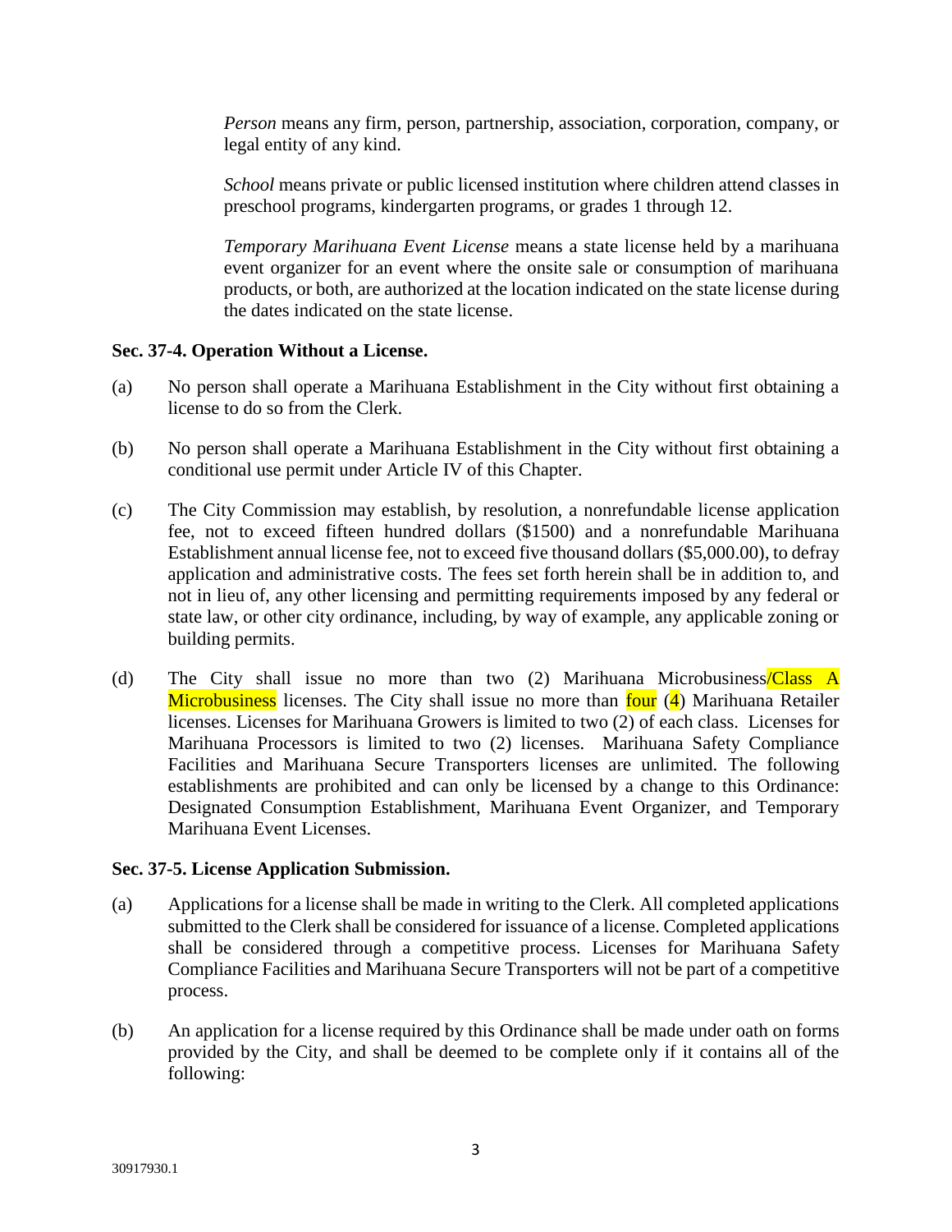*Person* means any firm, person, partnership, association, corporation, company, or legal entity of any kind.

*School* means private or public licensed institution where children attend classes in preschool programs, kindergarten programs, or grades 1 through 12.

*Temporary Marihuana Event License* means a state license held by a marihuana event organizer for an event where the onsite sale or consumption of marihuana products, or both, are authorized at the location indicated on the state license during the dates indicated on the state license.

**Sec. 37-4. Operation Without a License.**

(a) No person shall operate a Marihuana Establishment in the City without first obtaining a license to do so from the Clerk.

(b) No person shall operate a Marihuana Establishment in the City without first obtaining a conditional use permit under Article IV of this Chapter.

(c) The City Commission may establish, by resolution, a nonrefundable license application fee, not to exceed fifteen hundred dollars ($1500) and a nonrefundable Marihuana Establishment annual license fee, not to exceed five thousand dollars ($5,000.00), to defray application and administrative costs. The fees set forth herein shall be in addition to, and not in lieu of, any other licensing and permitting requirements imposed by any federal or state law, or other city ordinance, including, by way of example, any applicable zoning or building permits.

(d) The City shall issue no more than two (2) Marihuana Microbusiness/Class A Microbusiness licenses. The City shall issue no more than four (4) Marihuana Retailer licenses. Licenses for Marihuana Growers is limited to two (2) of each class. Licenses for Marihuana Processors is limited to two (2) licenses. Marihuana Safety Compliance Facilities and Marihuana Secure Transporters licenses are unlimited. The following establishments are prohibited and can only be licensed by a change to this Ordinance: Designated Consumption Establishment, Marihuana Event Organizer, and Temporary Marihuana Event Licenses.

**Sec. 37-5. License Application Submission.**

(a) Applications for a license shall be made in writing to the Clerk. All completed applications submitted to the Clerk shall be considered for issuance of a license. Completed applications shall be considered through a competitive process. Licenses for Marihuana Safety Compliance Facilities and Marihuana Secure Transporters will not be part of a competitive process.

(b) An application for a license required by this Ordinance shall be made under oath on forms provided by the City, and shall be deemed to be complete only if it contains all of the following: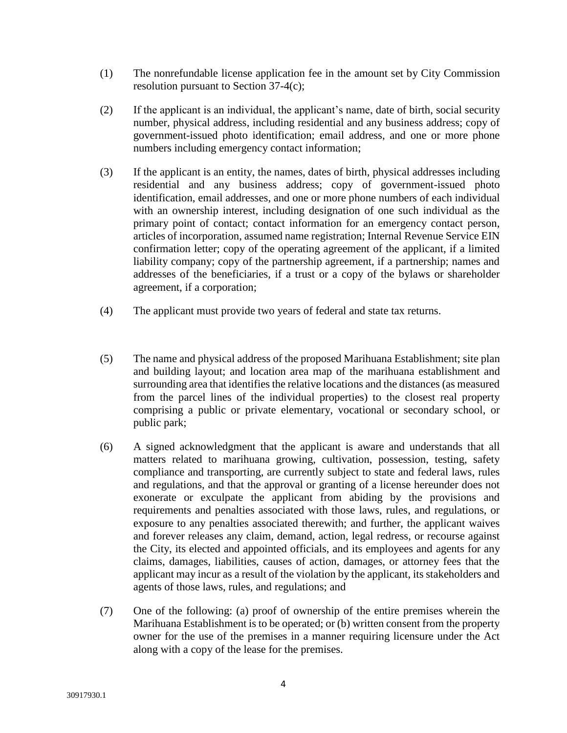(1) The nonrefundable license application fee in the amount set by City Commission resolution pursuant to Section 37-4(c);

(2) If the applicant is an individual, the applicant's name, date of birth, social security number, physical address, including residential and any business address; copy of government-issued photo identification; email address, and one or more phone numbers including emergency contact information;

(3) If the applicant is an entity, the names, dates of birth, physical addresses including residential and any business address; copy of government-issued photo identification, email addresses, and one or more phone numbers of each individual with an ownership interest, including designation of one such individual as the primary point of contact; contact information for an emergency contact person, articles of incorporation, assumed name registration; Internal Revenue Service EIN confirmation letter; copy of the operating agreement of the applicant, if a limited liability company; copy of the partnership agreement, if a partnership; names and addresses of the beneficiaries, if a trust or a copy of the bylaws or shareholder agreement, if a corporation;

(4) The applicant must provide two years of federal and state tax returns.

(5) The name and physical address of the proposed Marihuana Establishment; site plan and building layout; and location area map of the marihuana establishment and surrounding area that identifies the relative locations and the distances (as measured from the parcel lines of the individual properties) to the closest real property comprising a public or private elementary, vocational or secondary school, or public park;

(6) A signed acknowledgment that the applicant is aware and understands that all matters related to marihuana growing, cultivation, possession, testing, safety compliance and transporting, are currently subject to state and federal laws, rules and regulations, and that the approval or granting of a license hereunder does not exonerate or exculpate the applicant from abiding by the provisions and requirements and penalties associated with those laws, rules, and regulations, or exposure to any penalties associated therewith; and further, the applicant waives and forever releases any claim, demand, action, legal redress, or recourse against the City, its elected and appointed officials, and its employees and agents for any claims, damages, liabilities, causes of action, damages, or attorney fees that the applicant may incur as a result of the violation by the applicant, its stakeholders and agents of those laws, rules, and regulations; and

(7) One of the following: (a) proof of ownership of the entire premises wherein the Marihuana Establishment is to be operated; or (b) written consent from the property owner for the use of the premises in a manner requiring licensure under the Act along with a copy of the lease for the premises.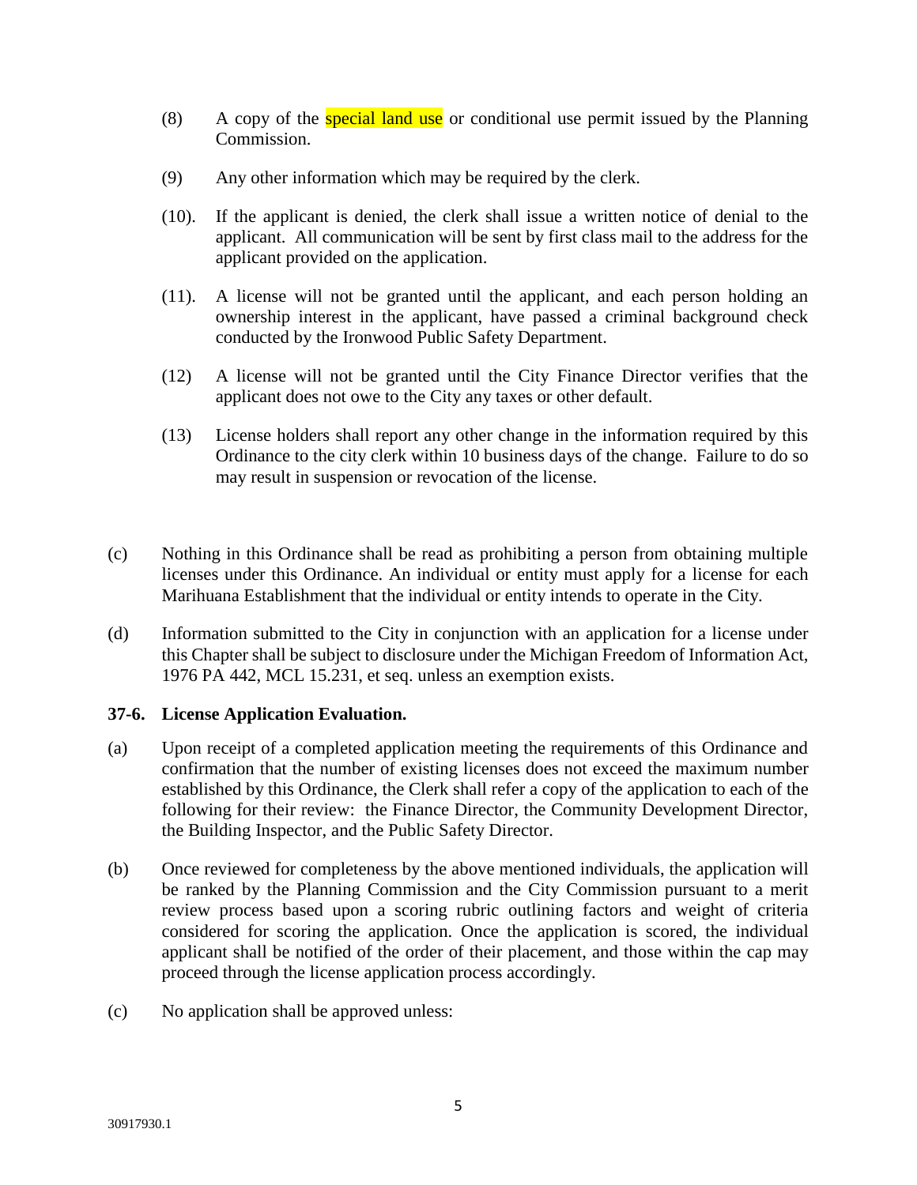(8) A copy of the special land use or conditional use permit issued by the Planning Commission.

(9) Any other information which may be required by the clerk.

(10). If the applicant is denied, the clerk shall issue a written notice of denial to the applicant. All communication will be sent by first class mail to the address for the applicant provided on the application.

(11). A license will not be granted until the applicant, and each person holding an ownership interest in the applicant, have passed a criminal background check conducted by the Ironwood Public Safety Department.

(12) A license will not be granted until the City Finance Director verifies that the applicant does not owe to the City any taxes or other default.

(13) License holders shall report any other change in the information required by this Ordinance to the city clerk within 10 business days of the change. Failure to do so may result in suspension or revocation of the license.

(c) Nothing in this Ordinance shall be read as prohibiting a person from obtaining multiple licenses under this Ordinance. An individual or entity must apply for a license for each Marihuana Establishment that the individual or entity intends to operate in the City.

(d) Information submitted to the City in conjunction with an application for a license under this Chapter shall be subject to disclosure under the Michigan Freedom of Information Act, 1976 PA 442, MCL 15.231, et seq. unless an exemption exists.

**37-6. License Application Evaluation.**

(a) Upon receipt of a completed application meeting the requirements of this Ordinance and confirmation that the number of existing licenses does not exceed the maximum number established by this Ordinance, the Clerk shall refer a copy of the application to each of the following for their review: the Finance Director, the Community Development Director, the Building Inspector, and the Public Safety Director.

(b) Once reviewed for completeness by the above mentioned individuals, the application will be ranked by the Planning Commission and the City Commission pursuant to a merit review process based upon a scoring rubric outlining factors and weight of criteria considered for scoring the application. Once the application is scored, the individual applicant shall be notified of the order of their placement, and those within the cap may proceed through the license application process accordingly.

(c) No application shall be approved unless:

30917930.1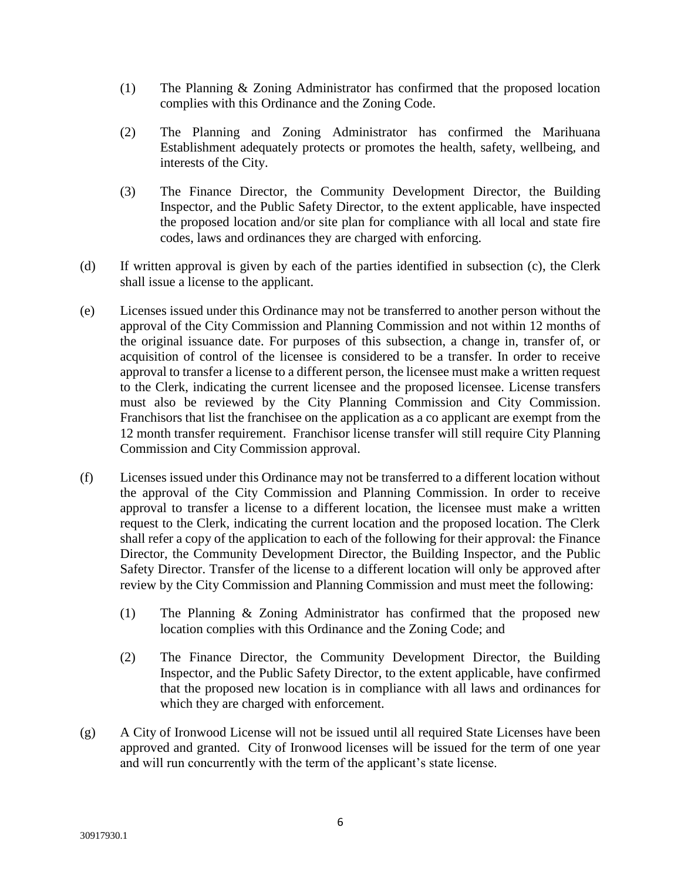(1) The Planning & Zoning Administrator has confirmed that the proposed location complies with this Ordinance and the Zoning Code.

(2) The Planning and Zoning Administrator has confirmed the Marihuana Establishment adequately protects or promotes the health, safety, wellbeing, and interests of the City.

(3) The Finance Director, the Community Development Director, the Building Inspector, and the Public Safety Director, to the extent applicable, have inspected the proposed location and/or site plan for compliance with all local and state fire codes, laws and ordinances they are charged with enforcing.

(d) If written approval is given by each of the parties identified in subsection (c), the Clerk shall issue a license to the applicant.

(e) Licenses issued under this Ordinance may not be transferred to another person without the approval of the City Commission and Planning Commission and not within 12 months of the original issuance date. For purposes of this subsection, a change in, transfer of, or acquisition of control of the licensee is considered to be a transfer. In order to receive approval to transfer a license to a different person, the licensee must make a written request to the Clerk, indicating the current licensee and the proposed licensee. License transfers must also be reviewed by the City Planning Commission and City Commission. Franchisors that list the franchisee on the application as a co applicant are exempt from the 12 month transfer requirement. Franchisor license transfer will still require City Planning Commission and City Commission approval.

(f) Licenses issued under this Ordinance may not be transferred to a different location without the approval of the City Commission and Planning Commission. In order to receive approval to transfer a license to a different location, the licensee must make a written request to the Clerk, indicating the current location and the proposed location. The Clerk shall refer a copy of the application to each of the following for their approval: the Finance Director, the Community Development Director, the Building Inspector, and the Public Safety Director. Transfer of the license to a different location will only be approved after review by the City Commission and Planning Commission and must meet the following:

(1) The Planning & Zoning Administrator has confirmed that the proposed new location complies with this Ordinance and the Zoning Code; and

(2) The Finance Director, the Community Development Director, the Building Inspector, and the Public Safety Director, to the extent applicable, have confirmed that the proposed new location is in compliance with all laws and ordinances for which they are charged with enforcement.

(g) A City of Ironwood License will not be issued until all required State Licenses have been approved and granted. City of Ironwood licenses will be issued for the term of one year and will run concurrently with the term of the applicant's state license.

30917930.1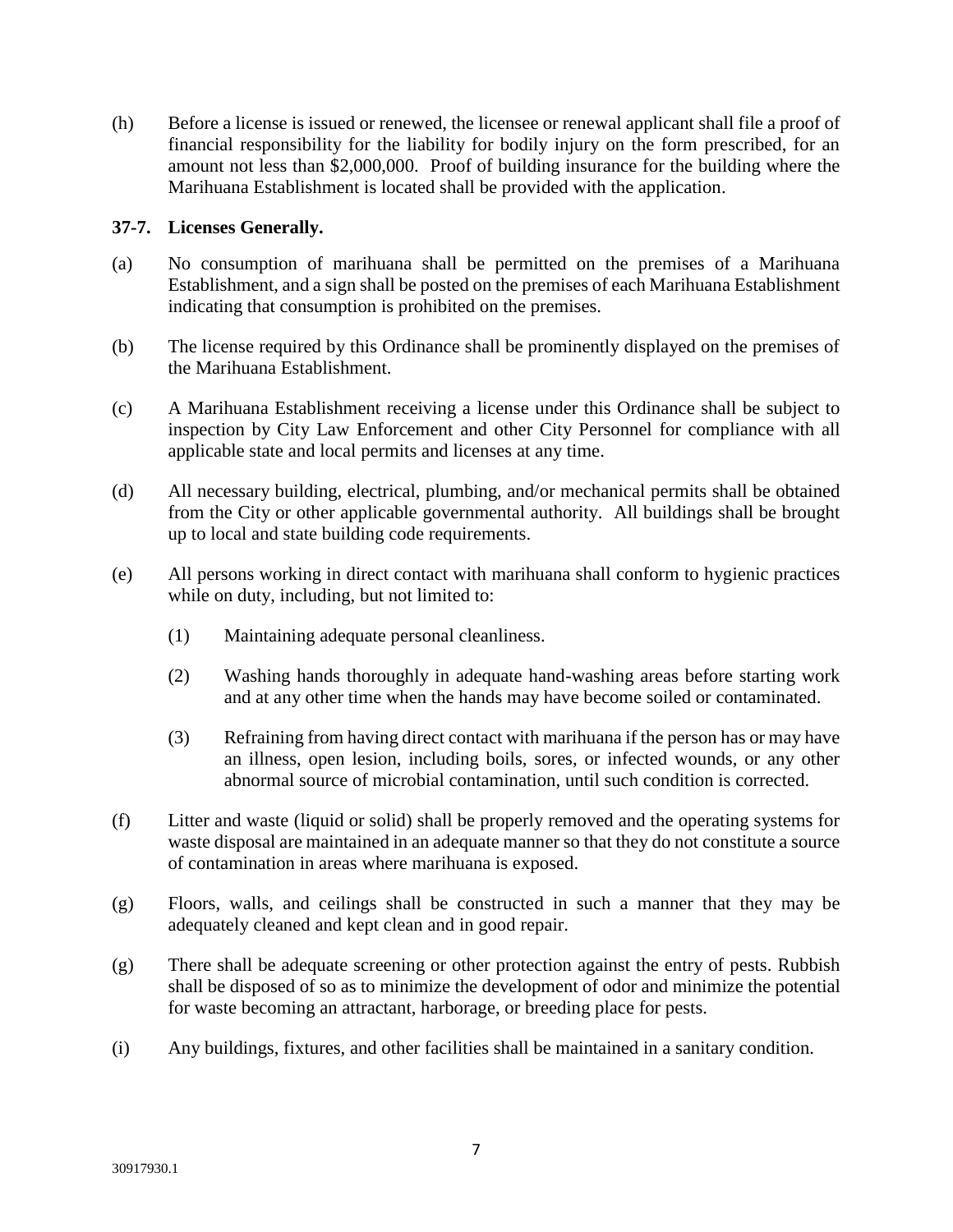(h) Before a license is issued or renewed, the licensee or renewal applicant shall file a proof of financial responsibility for the liability for bodily injury on the form prescribed, for an amount not less than $2,000,000. Proof of building insurance for the building where the Marihuana Establishment is located shall be provided with the application.

### 37-7. Licenses Generally.

(a) No consumption of marihuana shall be permitted on the premises of a Marihuana Establishment, and a sign shall be posted on the premises of each Marihuana Establishment indicating that consumption is prohibited on the premises.

(b) The license required by this Ordinance shall be prominently displayed on the premises of the Marihuana Establishment.

(c) A Marihuana Establishment receiving a license under this Ordinance shall be subject to inspection by City Law Enforcement and other City Personnel for compliance with all applicable state and local permits and licenses at any time.

(d) All necessary building, electrical, plumbing, and/or mechanical permits shall be obtained from the City or other applicable governmental authority. All buildings shall be brought up to local and state building code requirements.

(e) All persons working in direct contact with marihuana shall conform to hygienic practices while on duty, including, but not limited to:

(1) Maintaining adequate personal cleanliness.

(2) Washing hands thoroughly in adequate hand-washing areas before starting work and at any other time when the hands may have become soiled or contaminated.

(3) Refraining from having direct contact with marihuana if the person has or may have an illness, open lesion, including boils, sores, or infected wounds, or any other abnormal source of microbial contamination, until such condition is corrected.

(f) Litter and waste (liquid or solid) shall be properly removed and the operating systems for waste disposal are maintained in an adequate manner so that they do not constitute a source of contamination in areas where marihuana is exposed.

(g) Floors, walls, and ceilings shall be constructed in such a manner that they may be adequately cleaned and kept clean and in good repair.

(g) There shall be adequate screening or other protection against the entry of pests. Rubbish shall be disposed of so as to minimize the development of odor and minimize the potential for waste becoming an attractant, harborage, or breeding place for pests.

(i) Any buildings, fixtures, and other facilities shall be maintained in a sanitary condition.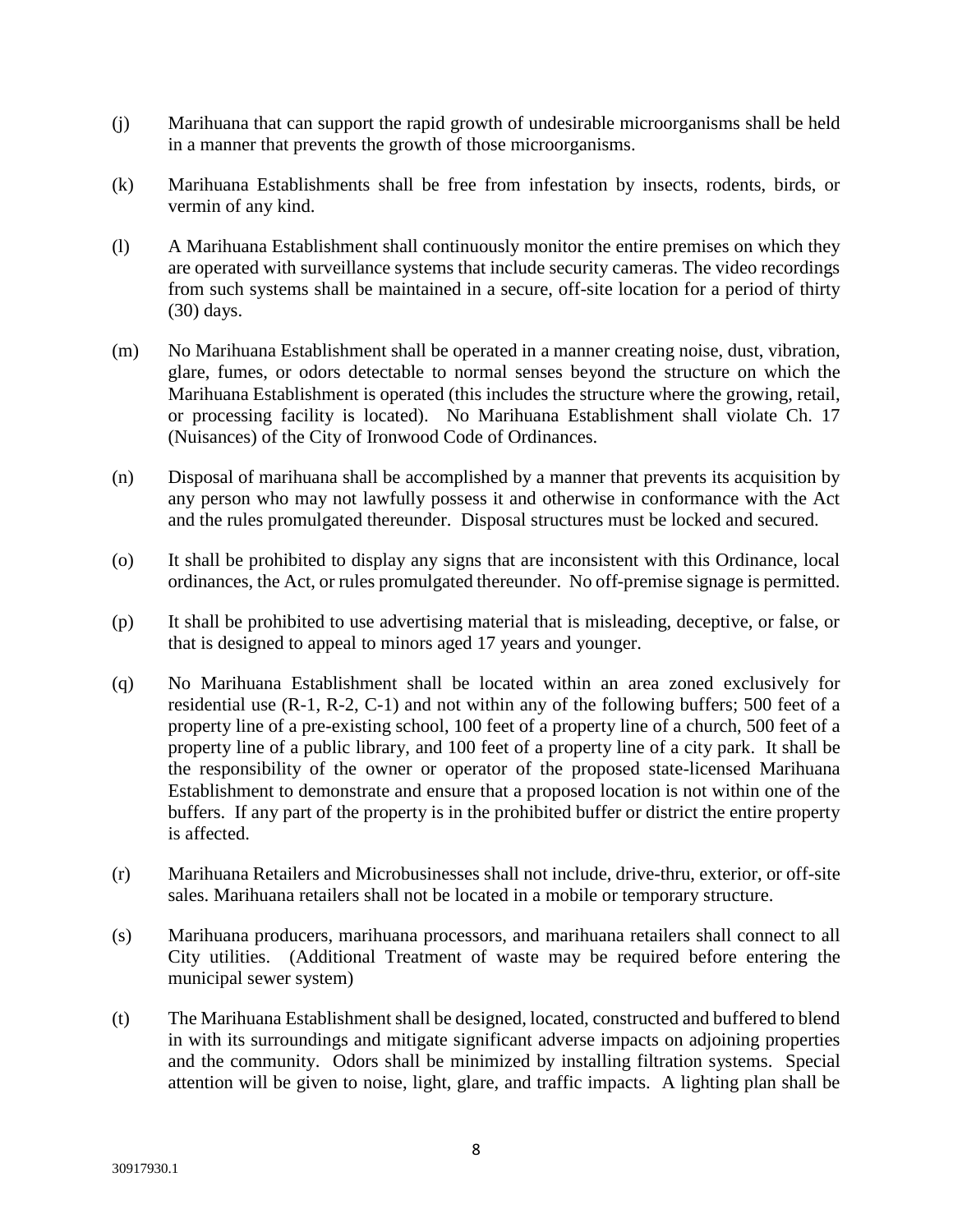(j) Marihuana that can support the rapid growth of undesirable microorganisms shall be held in a manner that prevents the growth of those microorganisms.

(k) Marihuana Establishments shall be free from infestation by insects, rodents, birds, or vermin of any kind.

(l) A Marihuana Establishment shall continuously monitor the entire premises on which they are operated with surveillance systems that include security cameras. The video recordings from such systems shall be maintained in a secure, off-site location for a period of thirty (30) days.

(m) No Marihuana Establishment shall be operated in a manner creating noise, dust, vibration, glare, fumes, or odors detectable to normal senses beyond the structure on which the Marihuana Establishment is operated (this includes the structure where the growing, retail, or processing facility is located). No Marihuana Establishment shall violate Ch. 17 (Nuisances) of the City of Ironwood Code of Ordinances.

(n) Disposal of marihuana shall be accomplished by a manner that prevents its acquisition by any person who may not lawfully possess it and otherwise in conformance with the Act and the rules promulgated thereunder. Disposal structures must be locked and secured.

(o) It shall be prohibited to display any signs that are inconsistent with this Ordinance, local ordinances, the Act, or rules promulgated thereunder. No off-premise signage is permitted.

(p) It shall be prohibited to use advertising material that is misleading, deceptive, or false, or that is designed to appeal to minors aged 17 years and younger.

(q) No Marihuana Establishment shall be located within an area zoned exclusively for residential use (R-1, R-2, C-1) and not within any of the following buffers; 500 feet of a property line of a pre-existing school, 100 feet of a property line of a church, 500 feet of a property line of a public library, and 100 feet of a property line of a city park. It shall be the responsibility of the owner or operator of the proposed state-licensed Marihuana Establishment to demonstrate and ensure that a proposed location is not within one of the buffers. If any part of the property is in the prohibited buffer or district the entire property is affected.

(r) Marihuana Retailers and Microbusinesses shall not include, drive-thru, exterior, or off-site sales. Marihuana retailers shall not be located in a mobile or temporary structure.

(s) Marihuana producers, marihuana processors, and marihuana retailers shall connect to all City utilities. (Additional Treatment of waste may be required before entering the municipal sewer system)

(t) The Marihuana Establishment shall be designed, located, constructed and buffered to blend in with its surroundings and mitigate significant adverse impacts on adjoining properties and the community. Odors shall be minimized by installing filtration systems. Special attention will be given to noise, light, glare, and traffic impacts. A lighting plan shall be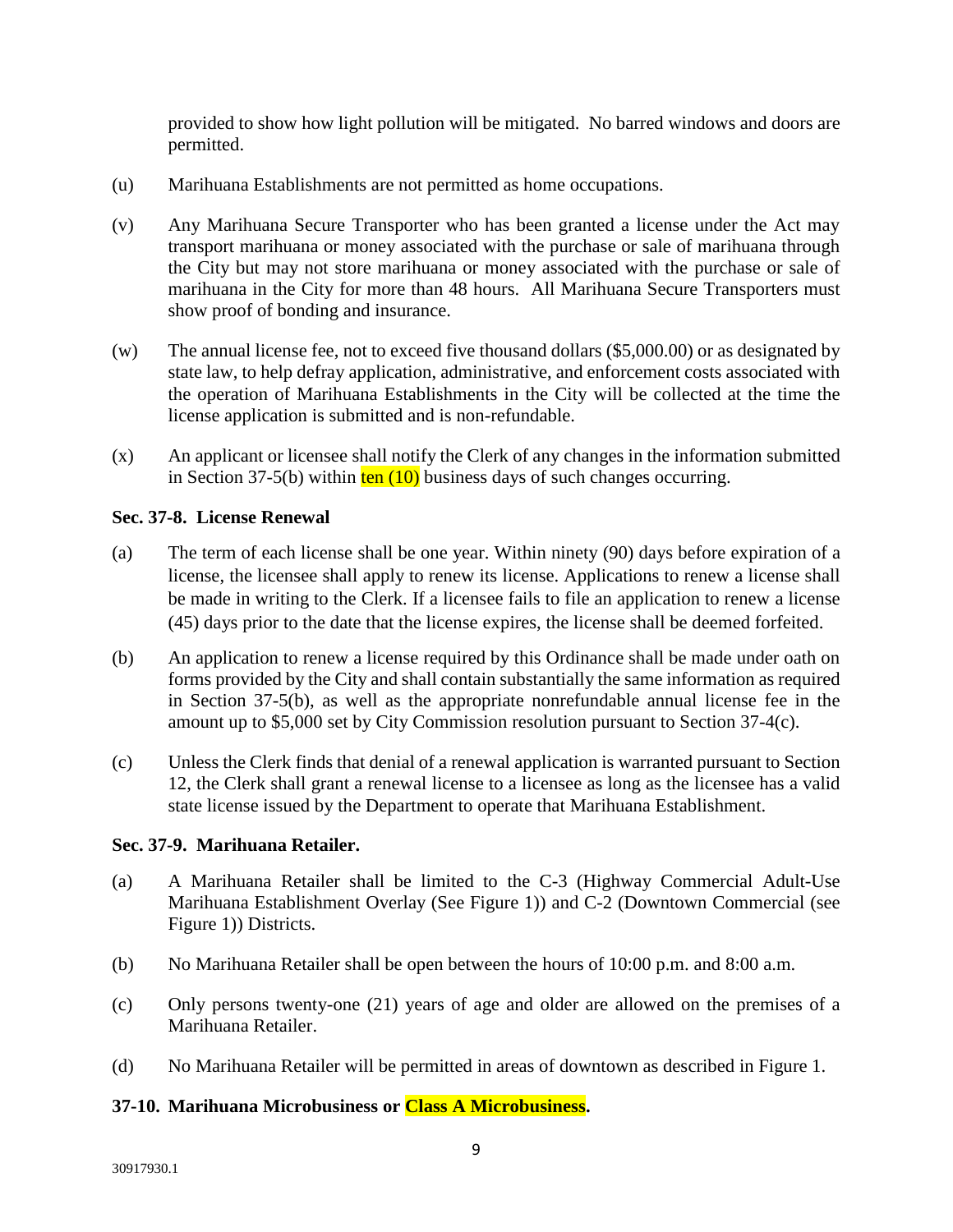provided to show how light pollution will be mitigated. No barred windows and doors are permitted.

(u) Marihuana Establishments are not permitted as home occupations.

(v) Any Marihuana Secure Transporter who has been granted a license under the Act may transport marihuana or money associated with the purchase or sale of marihuana through the City but may not store marihuana or money associated with the purchase or sale of marihuana in the City for more than 48 hours. All Marihuana Secure Transporters must show proof of bonding and insurance.

(w) The annual license fee, not to exceed five thousand dollars ($5,000.00) or as designated by state law, to help defray application, administrative, and enforcement costs associated with the operation of Marihuana Establishments in the City will be collected at the time the license application is submitted and is non-refundable.

(x) An applicant or licensee shall notify the Clerk of any changes in the information submitted in Section 37-5(b) within ten (10) business days of such changes occurring.

**Sec. 37-8. License Renewal**

(a) The term of each license shall be one year. Within ninety (90) days before expiration of a license, the licensee shall apply to renew its license. Applications to renew a license shall be made in writing to the Clerk. If a licensee fails to file an application to renew a license (45) days prior to the date that the license expires, the license shall be deemed forfeited.

(b) An application to renew a license required by this Ordinance shall be made under oath on forms provided by the City and shall contain substantially the same information as required in Section 37-5(b), as well as the appropriate nonrefundable annual license fee in the amount up to $5,000 set by City Commission resolution pursuant to Section 37-4(c).

(c) Unless the Clerk finds that denial of a renewal application is warranted pursuant to Section 12, the Clerk shall grant a renewal license to a licensee as long as the licensee has a valid state license issued by the Department to operate that Marihuana Establishment.

**Sec. 37-9. Marihuana Retailer.**

(a) A Marihuana Retailer shall be limited to the C-3 (Highway Commercial Adult-Use Marihuana Establishment Overlay (See Figure 1)) and C-2 (Downtown Commercial (see Figure 1)) Districts.

(b) No Marihuana Retailer shall be open between the hours of 10:00 p.m. and 8:00 a.m.

(c) Only persons twenty-one (21) years of age and older are allowed on the premises of a Marihuana Retailer.

(d) No Marihuana Retailer will be permitted in areas of downtown as described in Figure 1.

**37-10. Marihuana Microbusiness or Class A Microbusiness.**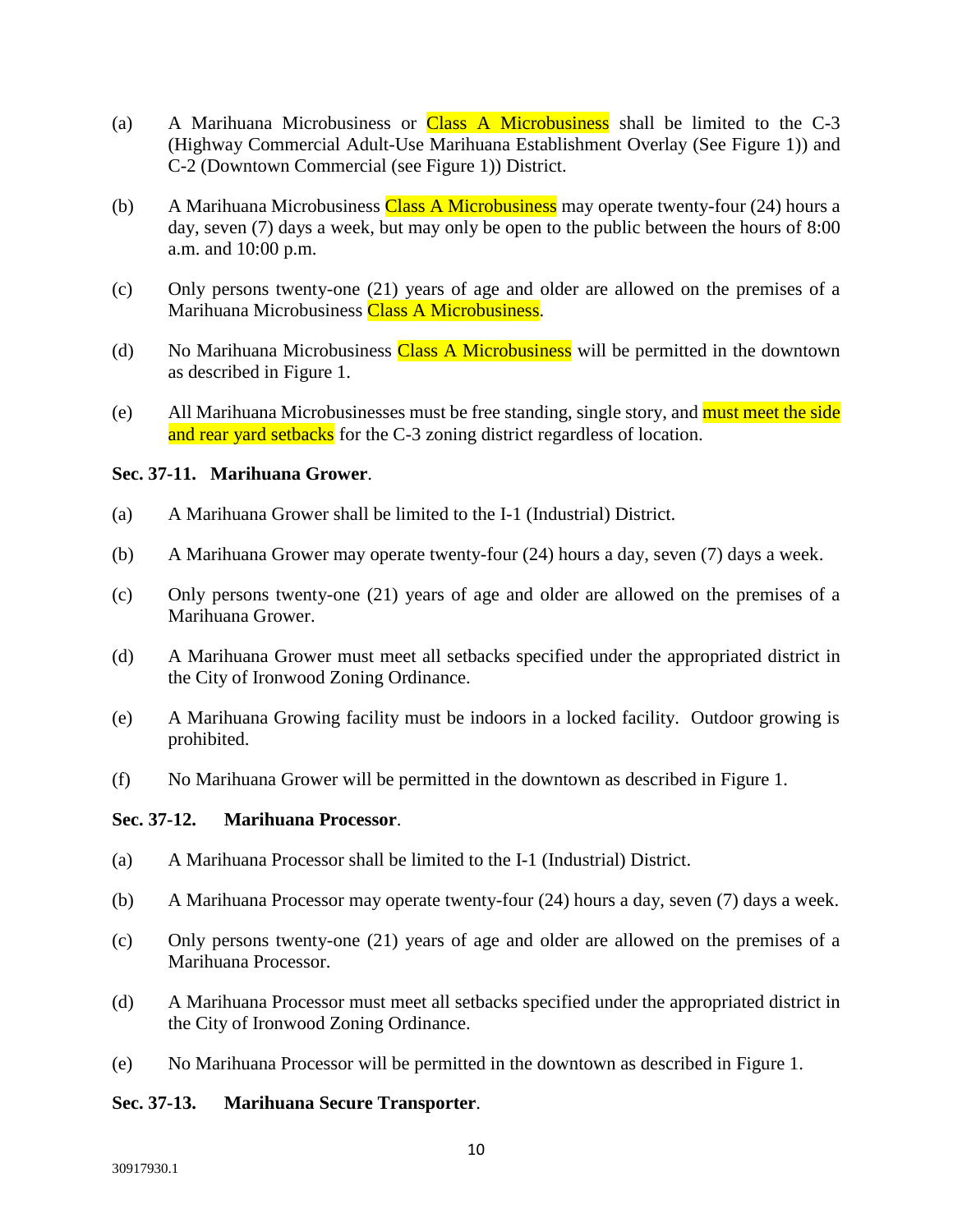(a) A Marihuana Microbusiness or Class A Microbusiness shall be limited to the C-3 (Highway Commercial Adult-Use Marihuana Establishment Overlay (See Figure 1)) and C-2 (Downtown Commercial (see Figure 1)) District.

(b) A Marihuana Microbusiness Class A Microbusiness may operate twenty-four (24) hours a day, seven (7) days a week, but may only be open to the public between the hours of 8:00 a.m. and 10:00 p.m.

(c) Only persons twenty-one (21) years of age and older are allowed on the premises of a Marihuana Microbusiness Class A Microbusiness.

(d) No Marihuana Microbusiness Class A Microbusiness will be permitted in the downtown as described in Figure 1.

(e) All Marihuana Microbusinesses must be free standing, single story, and must meet the side and rear yard setbacks for the C-3 zoning district regardless of location.

**Sec. 37-11. Marihuana Grower**.

(a) A Marihuana Grower shall be limited to the I-1 (Industrial) District.

(b) A Marihuana Grower may operate twenty-four (24) hours a day, seven (7) days a week.

(c) Only persons twenty-one (21) years of age and older are allowed on the premises of a Marihuana Grower.

(d) A Marihuana Grower must meet all setbacks specified under the appropriated district in the City of Ironwood Zoning Ordinance.

(e) A Marihuana Growing facility must be indoors in a locked facility. Outdoor growing is prohibited.

(f) No Marihuana Grower will be permitted in the downtown as described in Figure 1.

**Sec. 37-12. Marihuana Processor**.

(a) A Marihuana Processor shall be limited to the I-1 (Industrial) District.

(b) A Marihuana Processor may operate twenty-four (24) hours a day, seven (7) days a week.

(c) Only persons twenty-one (21) years of age and older are allowed on the premises of a Marihuana Processor.

(d) A Marihuana Processor must meet all setbacks specified under the appropriated district in the City of Ironwood Zoning Ordinance.

(e) No Marihuana Processor will be permitted in the downtown as described in Figure 1.

**Sec. 37-13. Marihuana Secure Transporter**.

30917930.1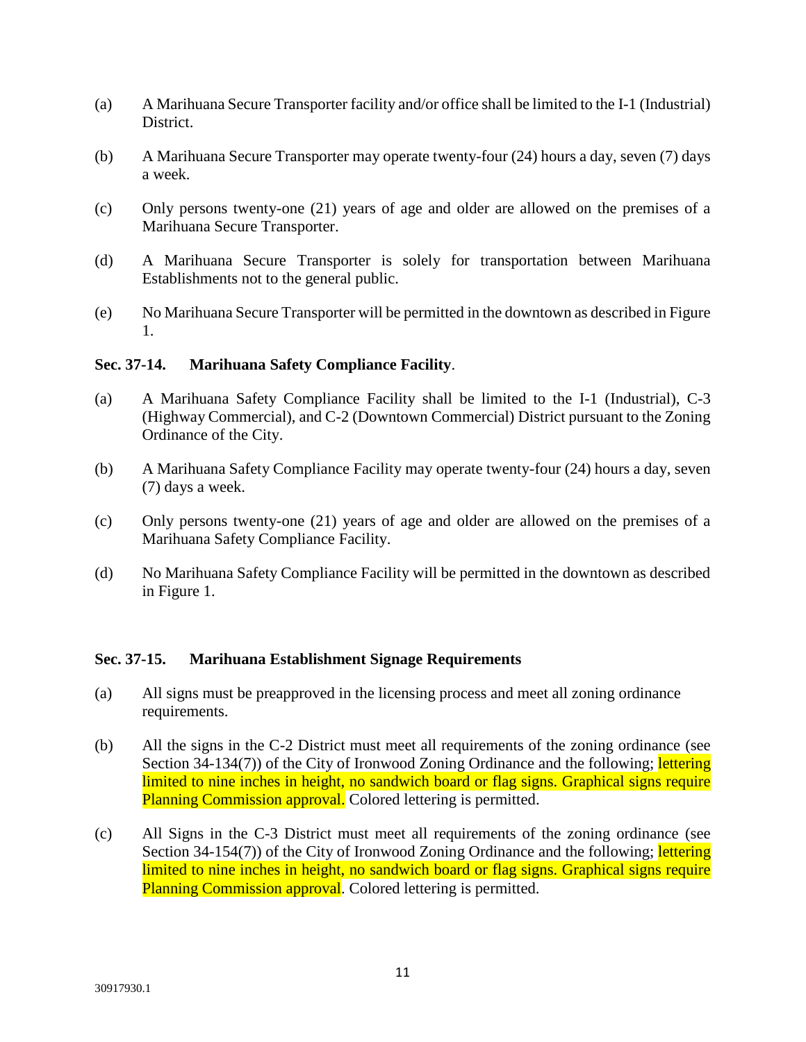(a) A Marihuana Secure Transporter facility and/or office shall be limited to the I-1 (Industrial) District.

(b) A Marihuana Secure Transporter may operate twenty-four (24) hours a day, seven (7) days a week.

(c) Only persons twenty-one (21) years of age and older are allowed on the premises of a Marihuana Secure Transporter.

(d) A Marihuana Secure Transporter is solely for transportation between Marihuana Establishments not to the general public.

(e) No Marihuana Secure Transporter will be permitted in the downtown as described in Figure 1.

**Sec. 37-14. Marihuana Safety Compliance Facility**.

(a) A Marihuana Safety Compliance Facility shall be limited to the I-1 (Industrial), C-3 (Highway Commercial), and C-2 (Downtown Commercial) District pursuant to the Zoning Ordinance of the City.

(b) A Marihuana Safety Compliance Facility may operate twenty-four (24) hours a day, seven (7) days a week.

(c) Only persons twenty-one (21) years of age and older are allowed on the premises of a Marihuana Safety Compliance Facility.

(d) No Marihuana Safety Compliance Facility will be permitted in the downtown as described in Figure 1.

**Sec. 37-15. Marihuana Establishment Signage Requirements**

(a) All signs must be preapproved in the licensing process and meet all zoning ordinance requirements.

(b) All the signs in the C-2 District must meet all requirements of the zoning ordinance (see Section 34-134(7)) of the City of Ironwood Zoning Ordinance and the following; lettering limited to nine inches in height, no sandwich board or flag signs. Graphical signs require Planning Commission approval. Colored lettering is permitted.

(c) All Signs in the C-3 District must meet all requirements of the zoning ordinance (see Section 34-154(7)) of the City of Ironwood Zoning Ordinance and the following; lettering limited to nine inches in height, no sandwich board or flag signs. Graphical signs require Planning Commission approval. Colored lettering is permitted.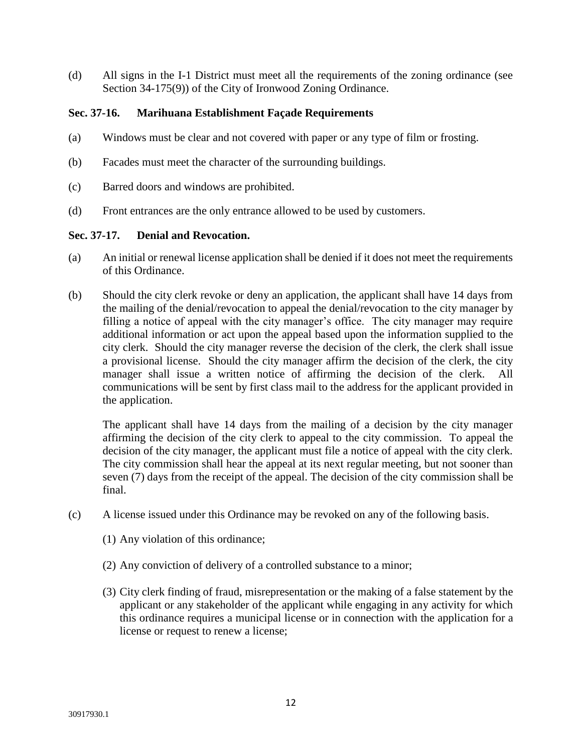(d) All signs in the I-1 District must meet all the requirements of the zoning ordinance (see Section 34-175(9)) of the City of Ironwood Zoning Ordinance.

### Sec. 37-16. Marihuana Establishment Façade Requirements

(a) Windows must be clear and not covered with paper or any type of film or frosting.

(b) Facades must meet the character of the surrounding buildings.

(c) Barred doors and windows are prohibited.

(d) Front entrances are the only entrance allowed to be used by customers.

### Sec. 37-17. Denial and Revocation.

(a) An initial or renewal license application shall be denied if it does not meet the requirements of this Ordinance.

(b) Should the city clerk revoke or deny an application, the applicant shall have 14 days from the mailing of the denial/revocation to appeal the denial/revocation to the city manager by filling a notice of appeal with the city manager's office. The city manager may require additional information or act upon the appeal based upon the information supplied to the city clerk. Should the city manager reverse the decision of the clerk, the clerk shall issue a provisional license. Should the city manager affirm the decision of the clerk, the city manager shall issue a written notice of affirming the decision of the clerk. All communications will be sent by first class mail to the address for the applicant provided in the application.

The applicant shall have 14 days from the mailing of a decision by the city manager affirming the decision of the city clerk to appeal to the city commission. To appeal the decision of the city manager, the applicant must file a notice of appeal with the city clerk. The city commission shall hear the appeal at its next regular meeting, but not sooner than seven (7) days from the receipt of the appeal. The decision of the city commission shall be final.

(c) A license issued under this Ordinance may be revoked on any of the following basis.

(1) Any violation of this ordinance;

(2) Any conviction of delivery of a controlled substance to a minor;

(3) City clerk finding of fraud, misrepresentation or the making of a false statement by the applicant or any stakeholder of the applicant while engaging in any activity for which this ordinance requires a municipal license or in connection with the application for a license or request to renew a license;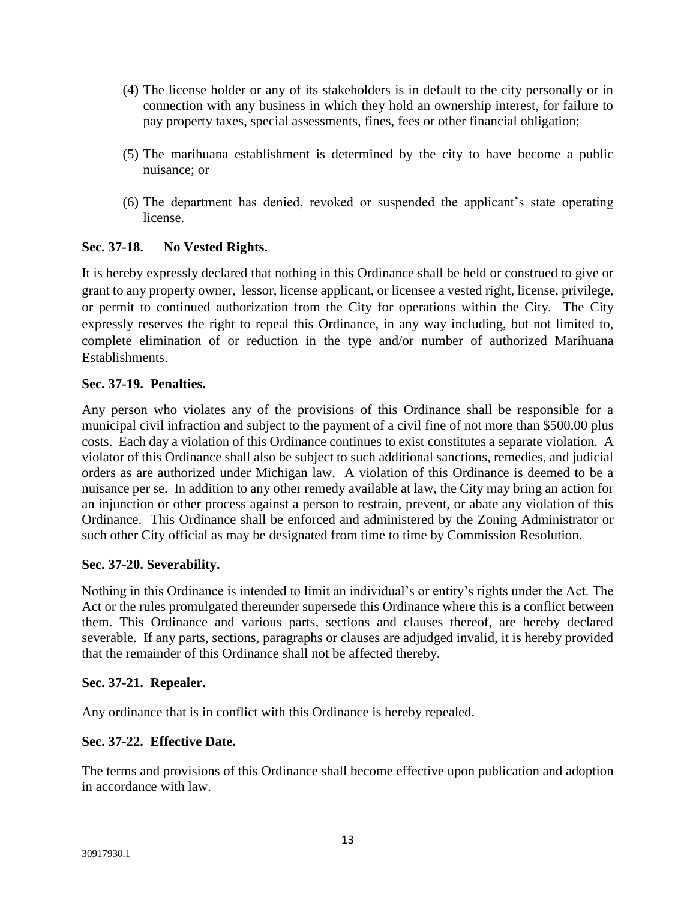(4) The license holder or any of its stakeholders is in default to the city personally or in connection with any business in which they hold an ownership interest, for failure to pay property taxes, special assessments, fines, fees or other financial obligation;

(5) The marihuana establishment is determined by the city to have become a public nuisance; or

(6) The department has denied, revoked or suspended the applicant's state operating license.

**Sec. 37-18. No Vested Rights.**

It is hereby expressly declared that nothing in this Ordinance shall be held or construed to give or grant to any property owner, lessor, license applicant, or licensee a vested right, license, privilege, or permit to continued authorization from the City for operations within the City. The City expressly reserves the right to repeal this Ordinance, in any way including, but not limited to, complete elimination of or reduction in the type and/or number of authorized Marihuana Establishments.

**Sec. 37-19. Penalties.**

Any person who violates any of the provisions of this Ordinance shall be responsible for a municipal civil infraction and subject to the payment of a civil fine of not more than $500.00 plus costs. Each day a violation of this Ordinance continues to exist constitutes a separate violation. A violator of this Ordinance shall also be subject to such additional sanctions, remedies, and judicial orders as are authorized under Michigan law. A violation of this Ordinance is deemed to be a nuisance per se. In addition to any other remedy available at law, the City may bring an action for an injunction or other process against a person to restrain, prevent, or abate any violation of this Ordinance. This Ordinance shall be enforced and administered by the Zoning Administrator or such other City official as may be designated from time to time by Commission Resolution.

**Sec. 37-20. Severability.**

Nothing in this Ordinance is intended to limit an individual's or entity's rights under the Act. The Act or the rules promulgated thereunder supersede this Ordinance where this is a conflict between them. This Ordinance and various parts, sections and clauses thereof, are hereby declared severable. If any parts, sections, paragraphs or clauses are adjudged invalid, it is hereby provided that the remainder of this Ordinance shall not be affected thereby.

**Sec. 37-21. Repealer.**

Any ordinance that is in conflict with this Ordinance is hereby repealed.

**Sec. 37-22. Effective Date.**

The terms and provisions of this Ordinance shall become effective upon publication and adoption in accordance with law.

30917930.1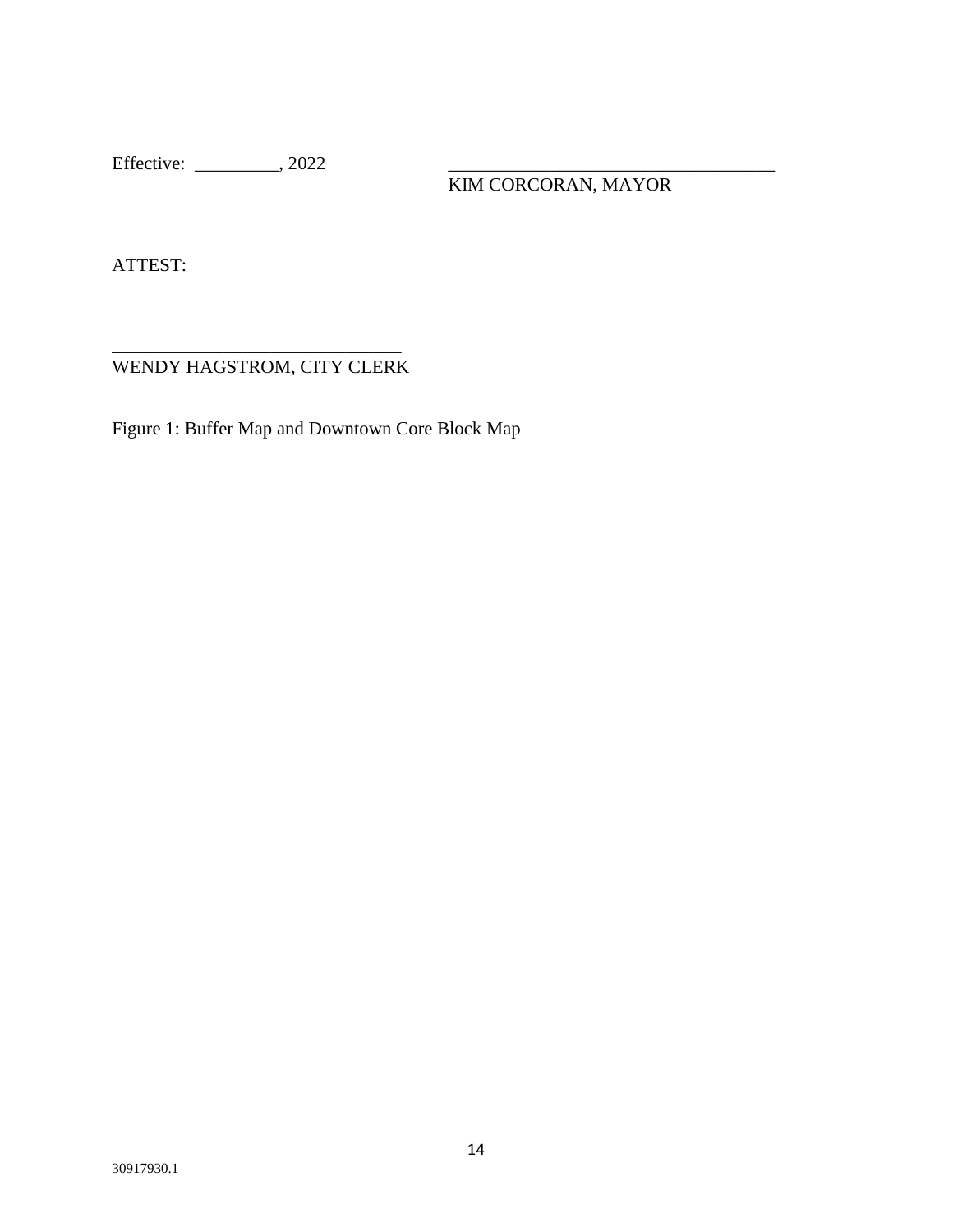Effective: _________, 2022 ___________________________________

KIM CORCORAN, MAYOR

ATTEST:

_______________________________

WENDY HAGSTROM, CITY CLERK

Figure 1: Buffer Map and Downtown Core Block Map

30917930.1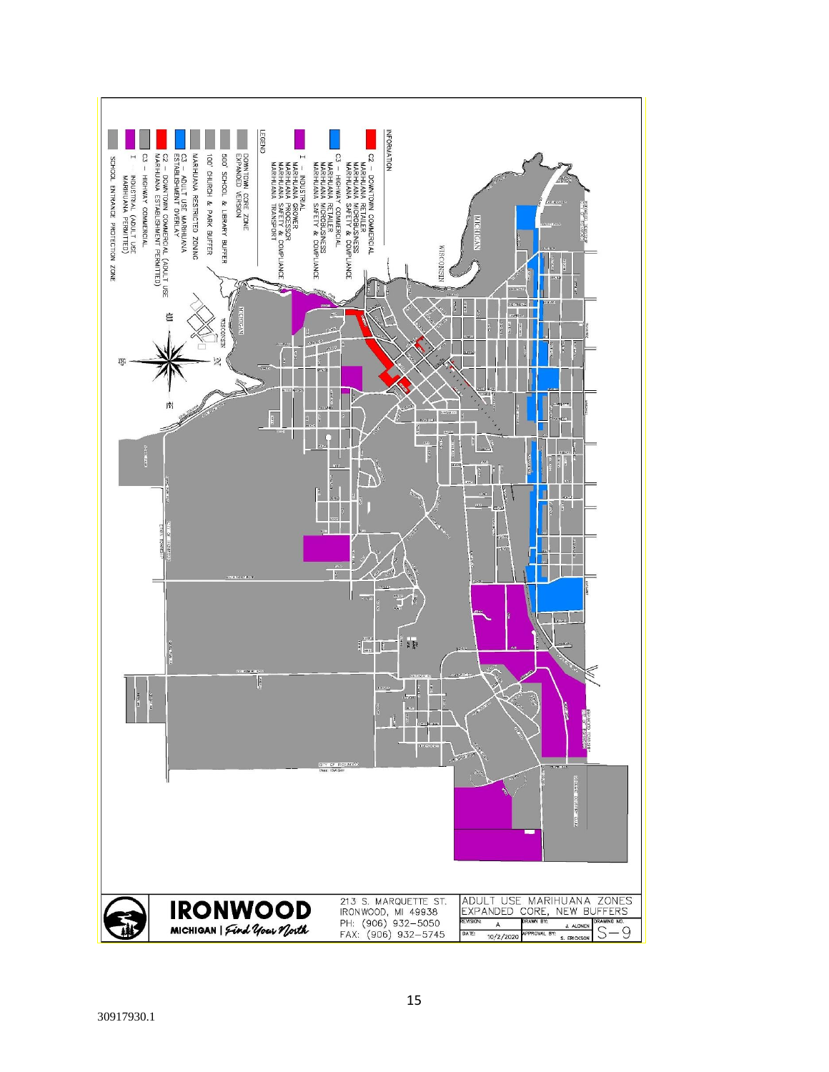INFORMATION

C2 – DOWNTOWN COMMERCIAL
MARIHUANA RETAILER
MARIHUANA MICROBUSINESS
MARIHUANA SAFETY & COMPLIANCE

C3 – HIGHWAY COMMERCIAL
MARIHUANA RETAILER
MARIHUANA MICROBUSINESS
MARIHUANA SAFETY & COMPLIANCE

I – INDUSTRIAL
MARIHUANA GROWER
MARIHUANA PROCESSOR
MARIHUANA SAFETY & COMPLIANCE
MARIHUANA TRANSPORT

LEGEND

DOWNTOWN CORE ZONE EXPANDED VERSION

500' SCHOOL & LIBRARY BUFFER

100' CHURCH & PARK BUFFER

MARIHUANA RESTRICTED ZONING

C3 – ADULT USE MARIHUANA ESTABLISHMENT OVERLAY

C2 – DOWNTOWN COMMERCIAL (ADULT USE MARIHUANA ESTABLISHMENT PERMITTED)

C3 – HIGHWAY COMMERCIAL

I – INDUSTRIAL (ADULT USE MARIHUANA PERMITTED)

SCHOOL ENTRANCE PROTECTION ZONE

MICHIGAN

WISCONSIN

CITY OF IRONWOOD

**IRONWOOD**
MICHIGAN | *Find Your North*

213 S. MARQUETTE ST.
IRONWOOD, MI 49938
PH: (906) 932–5050
FAX: (906) 932–5745

ADULT USE MARIHUANA ZONES
EXPANDED CORE, NEW BUFFERS

| REVISION: A | DRAWN BY: J. ALONEN | DRAWING NO. |
|---|---|---|
| DATE: 10/2/2020 | APPROVAL BY: S. ERICKSON | S–9 |

30917930.1